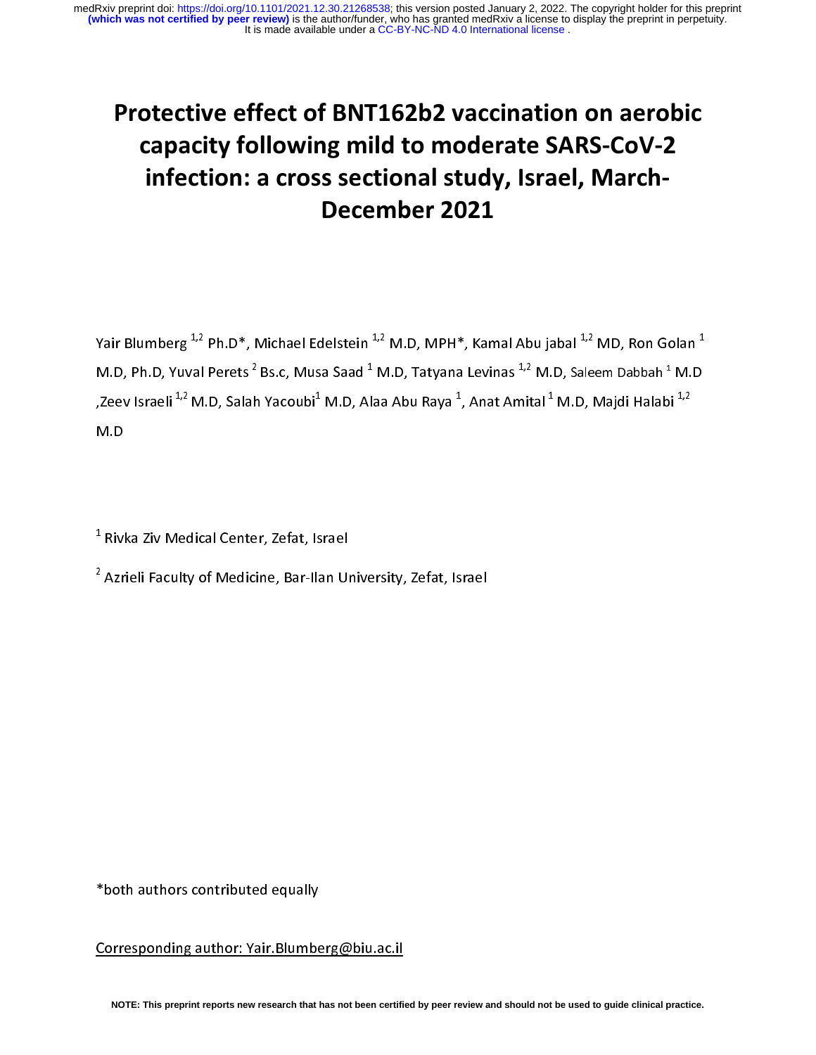# Protective effect of BNT162b2 vaccination on aerobic capacity following mild to moderate SARS-CoV-2 infection: a cross sectional study, Israel, March-December 2021

Yair Blumberg [1,2] Ph.D*, Michael Edelstein [1,2] M.D, MPH*, Kamal Abu jabal [1,2] MD, Ron Golan [1] M.D, Ph.D, Yuval Perets [2] Bs.c, Musa Saad [1] M.D, Tatyana Levinas [1,2] M.D, Saleem Dabbah [1] M.D ,Zeev Israeli [1,2] M.D, Salah Yacoubi[1] M.D, Alaa Abu Raya [1], Anat Amital [1] M.D, Majdi Halabi [1,2] M.D

[1] Rivka Ziv Medical Center, Zefat, Israel

[2] Azrieli Faculty of Medicine, Bar-Ilan University, Zefat, Israel

*both authors contributed equally

Corresponding author: Yair.Blumberg@biu.ac.il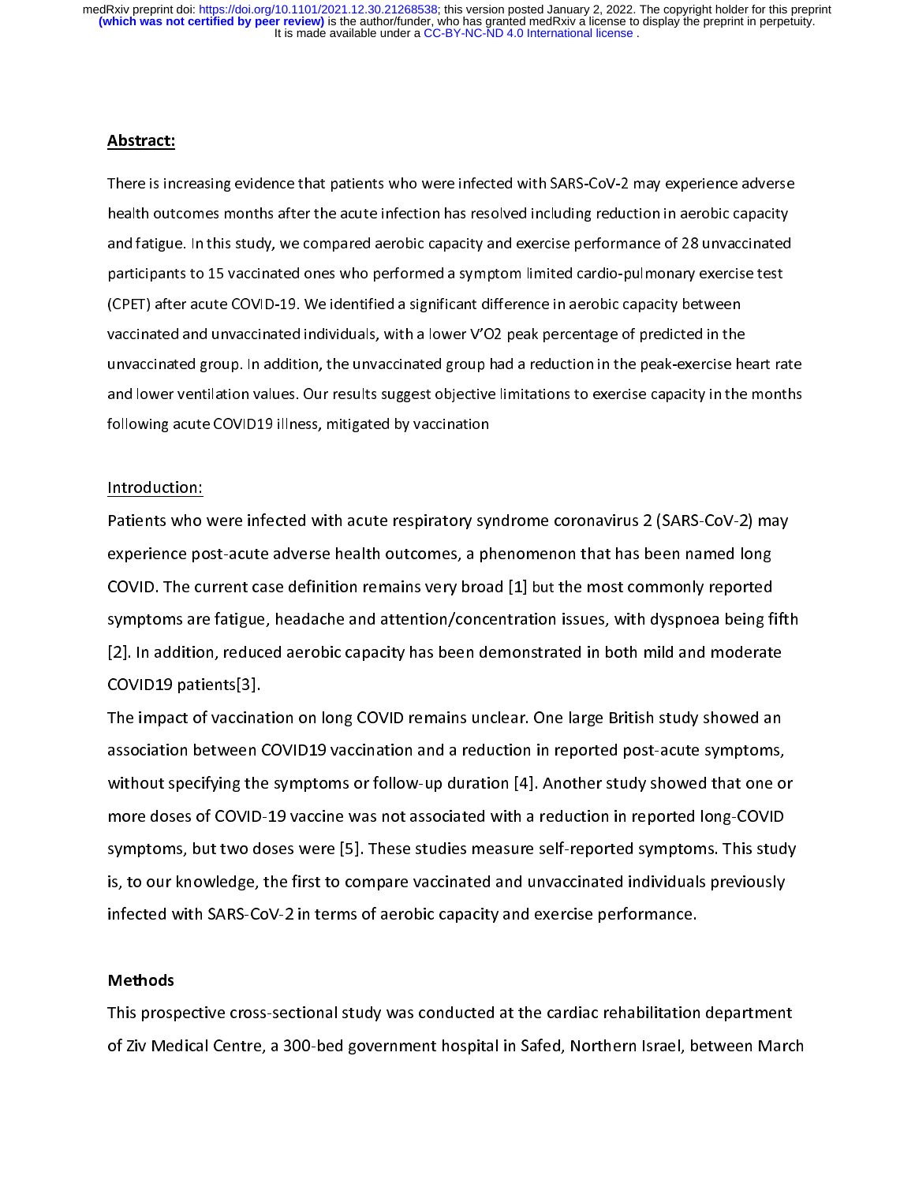## Abstract:

There is increasing evidence that patients who were infected with SARS-CoV-2 may experience adverse health outcomes months after the acute infection has resolved including reduction in aerobic capacity and fatigue. In this study, we compared aerobic capacity and exercise performance of 28 unvaccinated participants to 15 vaccinated ones who performed a symptom limited cardio-pulmonary exercise test (CPET) after acute COVID-19. We identified a significant difference in aerobic capacity between vaccinated and unvaccinated individuals, with a lower V'O2 peak percentage of predicted in the unvaccinated group. In addition, the unvaccinated group had a reduction in the peak-exercise heart rate and lower ventilation values. Our results suggest objective limitations to exercise capacity in the months following acute COVID19 illness, mitigated by vaccination

## Introduction:

Patients who were infected with acute respiratory syndrome coronavirus 2 (SARS-CoV-2) may experience post-acute adverse health outcomes, a phenomenon that has been named long COVID. The current case definition remains very broad [1] but the most commonly reported symptoms are fatigue, headache and attention/concentration issues, with dyspnoea being fifth [2]. In addition, reduced aerobic capacity has been demonstrated in both mild and moderate COVID19 patients[3].

The impact of vaccination on long COVID remains unclear. One large British study showed an association between COVID19 vaccination and a reduction in reported post-acute symptoms, without specifying the symptoms or follow-up duration [4]. Another study showed that one or more doses of COVID-19 vaccine was not associated with a reduction in reported long-COVID symptoms, but two doses were [5]. These studies measure self-reported symptoms. This study is, to our knowledge, the first to compare vaccinated and unvaccinated individuals previously infected with SARS-CoV-2 in terms of aerobic capacity and exercise performance.

## Methods

This prospective cross-sectional study was conducted at the cardiac rehabilitation department of Ziv Medical Centre, a 300-bed government hospital in Safed, Northern Israel, between March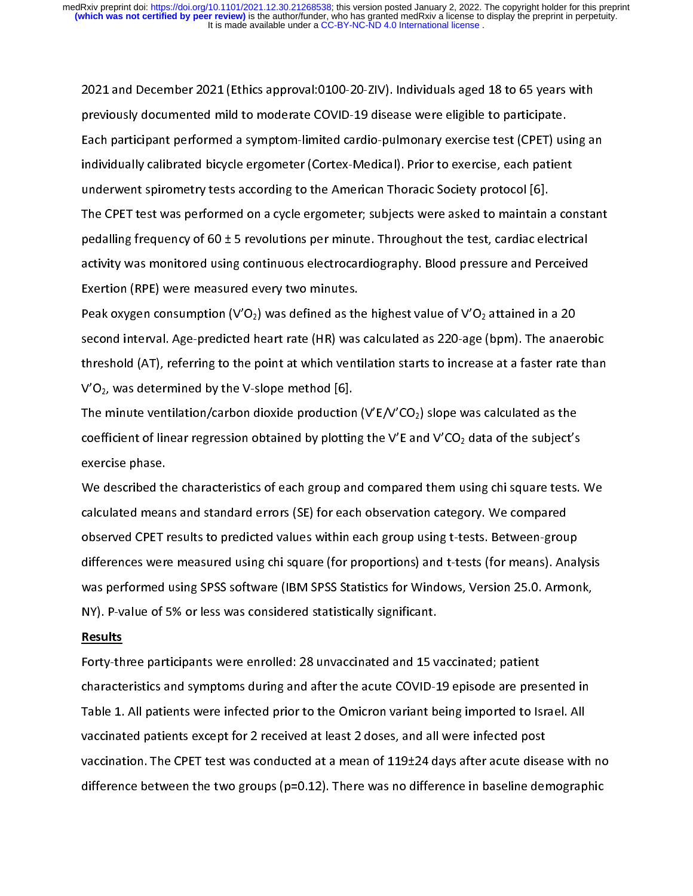2021 and December 2021 (Ethics approval:0100-20-ZIV). Individuals aged 18 to 65 years with previously documented mild to moderate COVID-19 disease were eligible to participate.

Each participant performed a symptom-limited cardio-pulmonary exercise test (CPET) using an individually calibrated bicycle ergometer (Cortex-Medical). Prior to exercise, each patient underwent spirometry tests according to the American Thoracic Society protocol [6].

The CPET test was performed on a cycle ergometer; subjects were asked to maintain a constant pedalling frequency of 60 ± 5 revolutions per minute. Throughout the test, cardiac electrical activity was monitored using continuous electrocardiography. Blood pressure and Perceived Exertion (RPE) were measured every two minutes.

Peak oxygen consumption ($V'O_2$) was defined as the highest value of $V'O_2$ attained in a 20 second interval. Age-predicted heart rate (HR) was calculated as 220-age (bpm). The anaerobic threshold (AT), referring to the point at which ventilation starts to increase at a faster rate than $V'O_2$, was determined by the V-slope method [6].

The minute ventilation/carbon dioxide production ($V'E/V'CO_2$) slope was calculated as the coefficient of linear regression obtained by plotting the $V'E$ and $V'CO_2$ data of the subject's exercise phase.

We described the characteristics of each group and compared them using chi square tests. We calculated means and standard errors (SE) for each observation category. We compared observed CPET results to predicted values within each group using t-tests. Between-group differences were measured using chi square (for proportions) and t-tests (for means). Analysis was performed using SPSS software (IBM SPSS Statistics for Windows, Version 25.0. Armonk, NY). P-value of 5% or less was considered statistically significant.

## Results

Forty-three participants were enrolled: 28 unvaccinated and 15 vaccinated; patient characteristics and symptoms during and after the acute COVID-19 episode are presented in Table 1. All patients were infected prior to the Omicron variant being imported to Israel. All vaccinated patients except for 2 received at least 2 doses, and all were infected post vaccination. The CPET test was conducted at a mean of 119±24 days after acute disease with no difference between the two groups (p=0.12). There was no difference in baseline demographic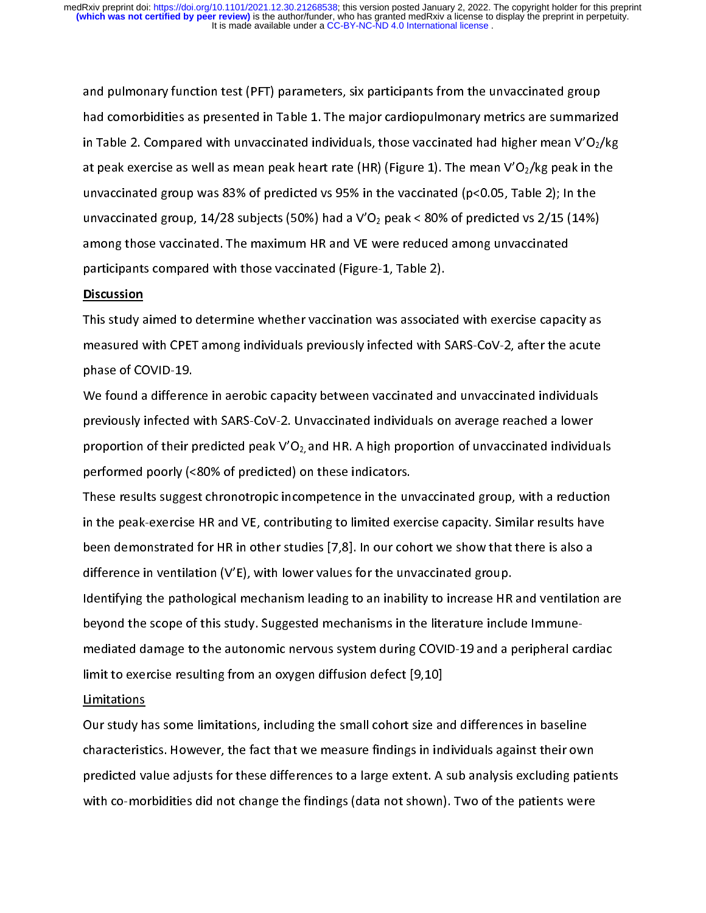and pulmonary function test (PFT) parameters, six participants from the unvaccinated group had comorbidities as presented in Table 1. The major cardiopulmonary metrics are summarized in Table 2. Compared with unvaccinated individuals, those vaccinated had higher mean $V'O_2$/kg at peak exercise as well as mean peak heart rate (HR) (Figure 1). The mean $V'O_2$/kg peak in the unvaccinated group was 83% of predicted vs 95% in the vaccinated ($p<0.05$, Table 2); In the unvaccinated group, 14/28 subjects (50%) had a $V'O_2$ peak < 80% of predicted vs 2/15 (14%) among those vaccinated. The maximum HR and VE were reduced among unvaccinated participants compared with those vaccinated (Figure-1, Table 2).

## Discussion

This study aimed to determine whether vaccination was associated with exercise capacity as measured with CPET among individuals previously infected with SARS-CoV-2, after the acute phase of COVID-19.

We found a difference in aerobic capacity between vaccinated and unvaccinated individuals previously infected with SARS-CoV-2. Unvaccinated individuals on average reached a lower proportion of their predicted peak $V'O_2$, and HR. A high proportion of unvaccinated individuals performed poorly (<80% of predicted) on these indicators.

These results suggest chronotropic incompetence in the unvaccinated group, with a reduction in the peak-exercise HR and VE, contributing to limited exercise capacity. Similar results have been demonstrated for HR in other studies [7,8]. In our cohort we show that there is also a difference in ventilation (V'E), with lower values for the unvaccinated group.

Identifying the pathological mechanism leading to an inability to increase HR and ventilation are beyond the scope of this study. Suggested mechanisms in the literature include Immune-mediated damage to the autonomic nervous system during COVID-19 and a peripheral cardiac limit to exercise resulting from an oxygen diffusion defect [9,10]

### Limitations

Our study has some limitations, including the small cohort size and differences in baseline characteristics. However, the fact that we measure findings in individuals against their own predicted value adjusts for these differences to a large extent. A sub analysis excluding patients with co-morbidities did not change the findings (data not shown). Two of the patients were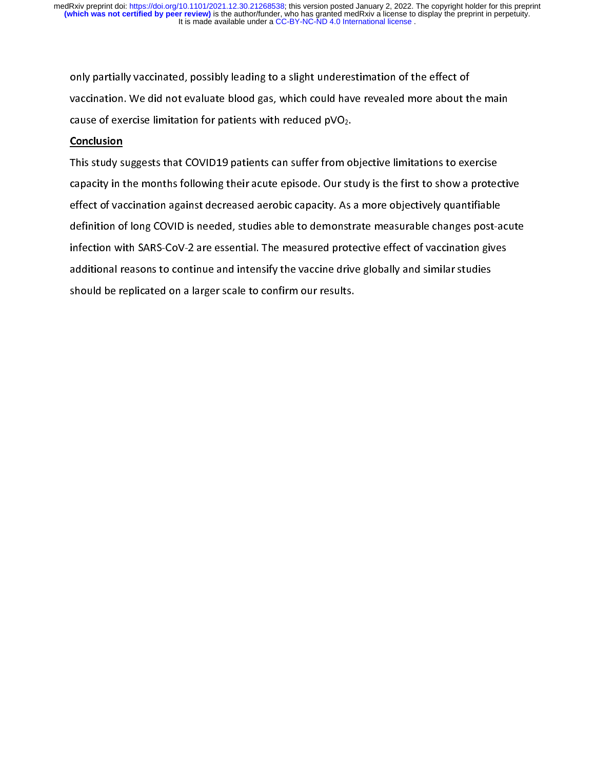only partially vaccinated, possibly leading to a slight underestimation of the effect of vaccination. We did not evaluate blood gas, which could have revealed more about the main cause of exercise limitation for patients with reduced $pVO_2$.

## Conclusion

This study suggests that COVID19 patients can suffer from objective limitations to exercise capacity in the months following their acute episode. Our study is the first to show a protective effect of vaccination against decreased aerobic capacity. As a more objectively quantifiable definition of long COVID is needed, studies able to demonstrate measurable changes post-acute infection with SARS-CoV-2 are essential. The measured protective effect of vaccination gives additional reasons to continue and intensify the vaccine drive globally and similar studies should be replicated on a larger scale to confirm our results.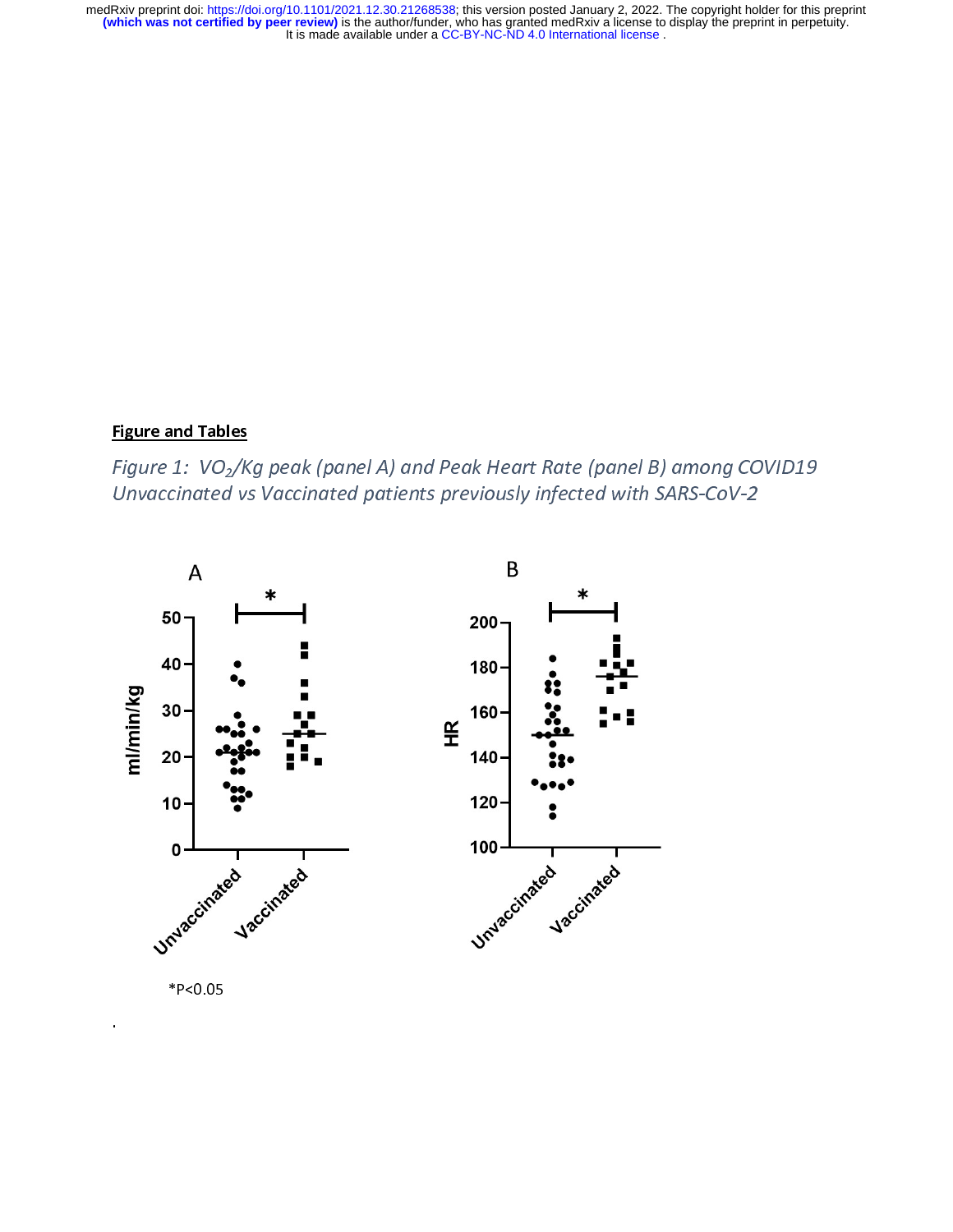**Figure and Tables**

*Figure 1: $VO_2$/Kg peak (panel A) and Peak Heart Rate (panel B) among COVID19 Unvaccinated vs Vaccinated patients previously infected with SARS-CoV-2*

*P<0.05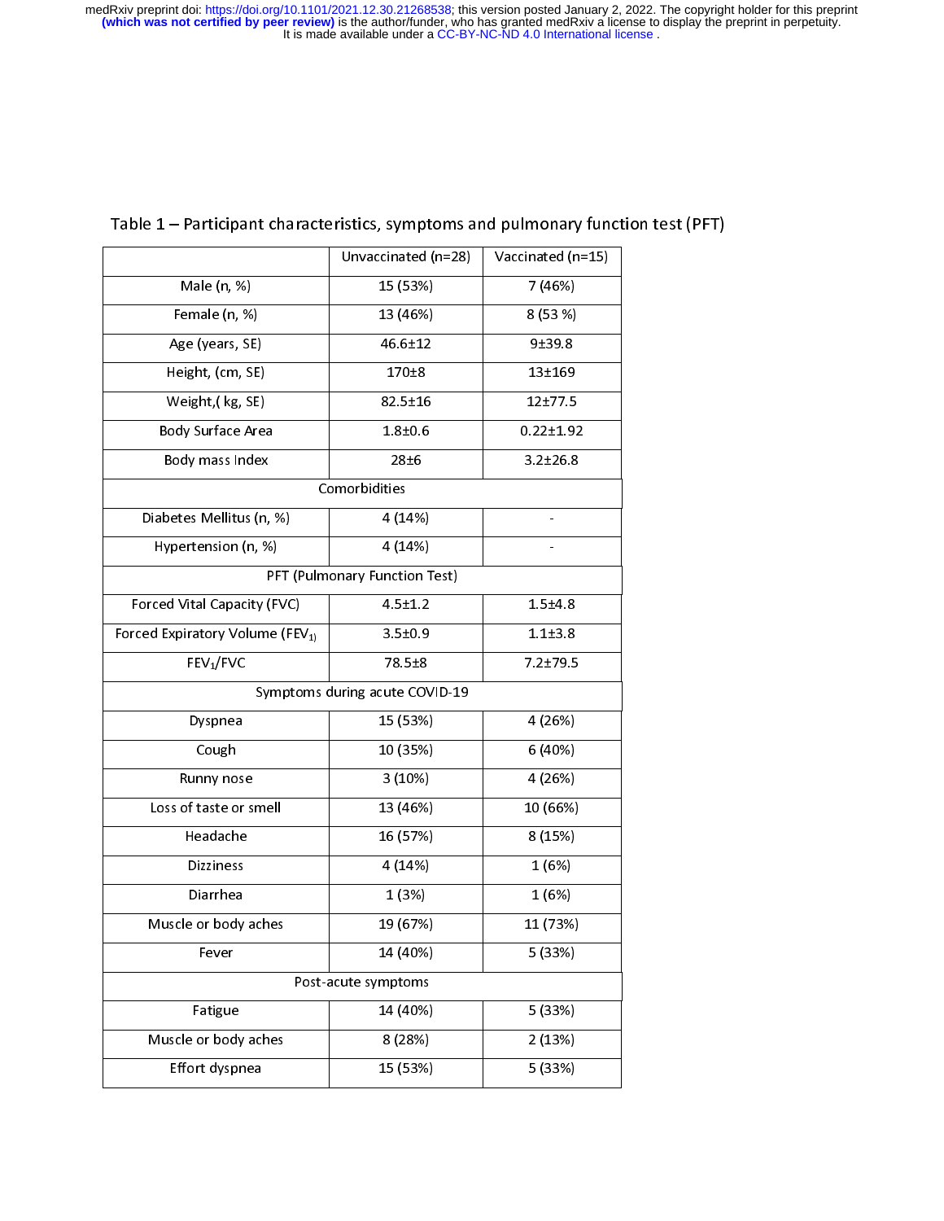Table 1 – Participant characteristics, symptoms and pulmonary function test (PFT)

| | Unvaccinated (n=28) | Vaccinated (n=15) |
|---|---|---|
| Male (n, %) | 15 (53%) | 7 (46%) |
| Female (n, %) | 13 (46%) | 8 (53 %) |
| Age (years, SE) | 46.6±12 | 9±39.8 |
| Height, (cm, SE) | 170±8 | 13±169 |
| Weight,( kg, SE) | 82.5±16 | 12±77.5 |
| Body Surface Area | 1.8±0.6 | 0.22±1.92 |
| Body mass Index | 28±6 | 3.2±26.8 |
| Comorbidities | | |
| Diabetes Mellitus (n, %) | 4 (14%) | - |
| Hypertension (n, %) | 4 (14%) | - |
| PFT (Pulmonary Function Test) | | |
| Forced Vital Capacity (FVC) | 4.5±1.2 | 1.5±4.8 |
| Forced Expiratory Volume ($FEV_{1)}$ | 3.5±0.9 | 1.1±3.8 |
| $FEV_1$/FVC | 78.5±8 | 7.2±79.5 |
| Symptoms during acute COVID-19 | | |
| Dyspnea | 15 (53%) | 4 (26%) |
| Cough | 10 (35%) | 6 (40%) |
| Runny nose | 3 (10%) | 4 (26%) |
| Loss of taste or smell | 13 (46%) | 10 (66%) |
| Headache | 16 (57%) | 8 (15%) |
| Dizziness | 4 (14%) | 1 (6%) |
| Diarrhea | 1 (3%) | 1 (6%) |
| Muscle or body aches | 19 (67%) | 11 (73%) |
| Fever | 14 (40%) | 5 (33%) |
| Post-acute symptoms | | |
| Fatigue | 14 (40%) | 5 (33%) |
| Muscle or body aches | 8 (28%) | 2 (13%) |
| Effort dyspnea | 15 (53%) | 5 (33%) |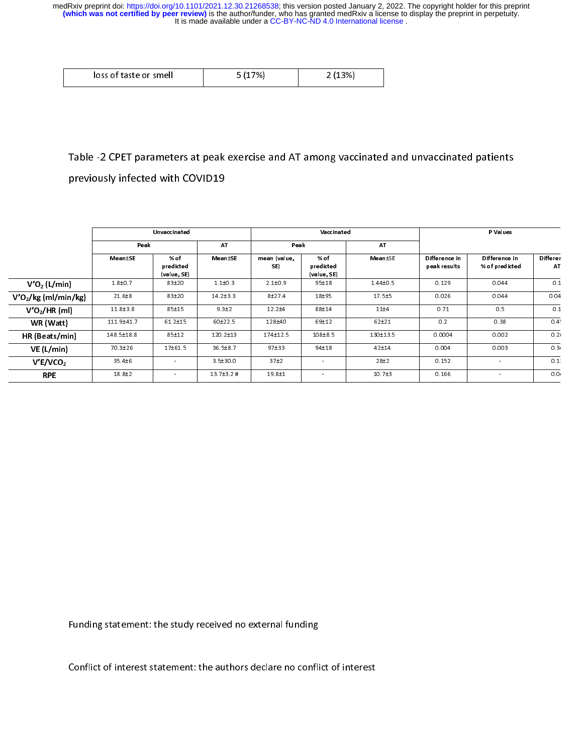| loss of taste or smell | 5 (17%) | 2 (13%) |
|---|---|---|

Table -2 CPET parameters at peak exercise and AT among vaccinated and unvaccinated patients previously infected with COVID19

| | Unvaccinated | | | Vaccinated | | | P Values | | |
|---|---|---|---|---|---|---|---|---|---|
| | Peak | | AT | Peak | | AT | | | |
| | Mean±SE | % of predicted (value, SE) | Mean±SE | mean (value, SE) | % of predicted (value, SE) | Mean±SE | Difference in peak results | Difference in % of predicted | Differen AT |
| $V'O_2$ (L/min) | 1.8±0.7 | 83±20 | 1.1±0.3 | 2.1±0.9 | 95±18 | 1.44±0.5 | 0.129 | 0.044 | 0.1 |
| $V'O_2$/kg (ml/min/kg) | 21.6±8 | 83±20 | 14.2±3.3 | 8±27.4 | 18±95 | 17.5±5 | 0.026 | 0.044 | 0.04 |
| $V'O_2$/HR (ml) | 11.8±3.8 | 85±15 | 9.3±2 | 12.2±4 | 88±14 | 11±4 | 0.71 | 0.5 | 0.1 |
| WR (Watt) | 111.9±41.7 | 61.2±15 | 60±22.5 | 128±40 | 69±12 | 62±21 | 0.2 | 0.38 | 0.4 |
| HR (Beats/min) | 148.5±18.8 | 85±12 | 120.2±13 | 174±12.5 | 108±8.5 | 130±13.5 | 0.0004 | 0.002 | 0.2 |
| VE (L/min) | 70.3±26 | 17±61.5 | 36.5±8.7 | 97±33 | 94±18 | 42±14 | 0.004 | 0.003 | 0.3 |
| $V'E/VCO_2$ | 35.4±6 | - | 3.5±30.0 | 37±2 | - | 28±2 | 0.152 | - | 0.1 |
| RPE | 18.8±2 | - | 13.7±3.2 # | 19.8±1 | - | 10.7±3 | 0.166 | - | 0.0 |

Funding statement: the study received no external funding

Conflict of interest statement: the authors declare no conflict of interest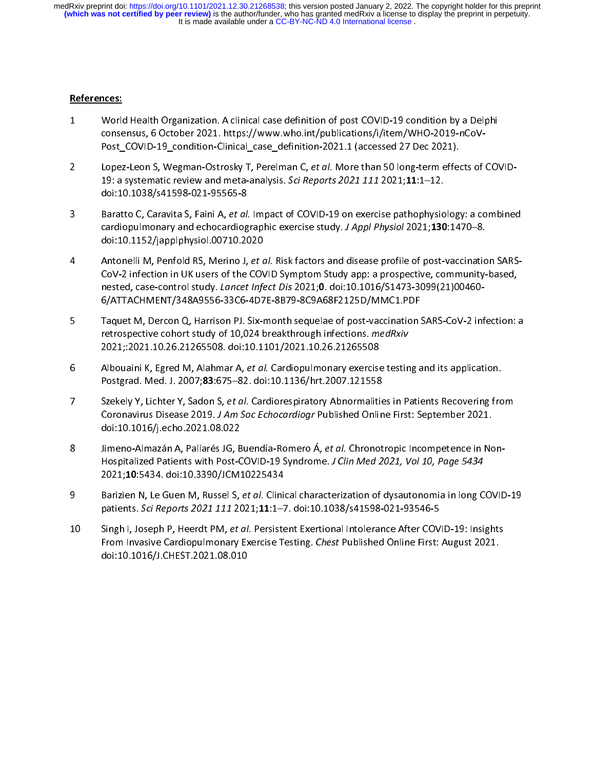**References:**

1. World Health Organization. A clinical case definition of post COVID-19 condition by a Delphi consensus, 6 October 2021. https://www.who.int/publications/i/item/WHO-2019-nCoV-Post_COVID-19_condition-Clinical_case_definition-2021.1 (accessed 27 Dec 2021).

2. Lopez-Leon S, Wegman-Ostrosky T, Perelman C, *et al.* More than 50 long-term effects of COVID-19: a systematic review and meta-analysis. *Sci Reports 2021 111* 2021;**11**:1–12. doi:10.1038/s41598-021-95565-8

3. Baratto C, Caravita S, Faini A, *et al.* Impact of COVID-19 on exercise pathophysiology: a combined cardiopulmonary and echocardiographic exercise study. *J Appl Physiol* 2021;**130**:1470–8. doi:10.1152/japplphysiol.00710.2020

4. Antonelli M, Penfold RS, Merino J, *et al.* Risk factors and disease profile of post-vaccination SARS-CoV-2 infection in UK users of the COVID Symptom Study app: a prospective, community-based, nested, case-control study. *Lancet Infect Dis* 2021;**0**. doi:10.1016/S1473-3099(21)00460-6/ATTACHMENT/348A9556-33C6-4D7E-8B79-8C9A68F2125D/MMC1.PDF

5. Taquet M, Dercon Q, Harrison PJ. Six-month sequelae of post-vaccination SARS-CoV-2 infection: a retrospective cohort study of 10,024 breakthrough infections. *medRxiv* 2021;:2021.10.26.21265508. doi:10.1101/2021.10.26.21265508

6. Albouaini K, Egred M, Alahmar A, *et al.* Cardiopulmonary exercise testing and its application. Postgrad. Med. J. 2007;**83**:675–82. doi:10.1136/hrt.2007.121558

7. Szekely Y, Lichter Y, Sadon S, *et al.* Cardiorespiratory Abnormalities in Patients Recovering from Coronavirus Disease 2019. *J Am Soc Echocardiogr* Published Online First: September 2021. doi:10.1016/j.echo.2021.08.022

8. Jimeno-Almazán A, Pallarés JG, Buendía-Romero Á, *et al.* Chronotropic Incompetence in Non-Hospitalized Patients with Post-COVID-19 Syndrome. *J Clin Med 2021, Vol 10, Page 5434* 2021;**10**:5434. doi:10.3390/JCM10225434

9. Barizien N, Le Guen M, Russel S, *et al.* Clinical characterization of dysautonomia in long COVID-19 patients. *Sci Reports 2021 111* 2021;**11**:1–7. doi:10.1038/s41598-021-93546-5

10. Singh I, Joseph P, Heerdt PM, *et al.* Persistent Exertional Intolerance After COVID-19: Insights From Invasive Cardiopulmonary Exercise Testing. *Chest* Published Online First: August 2021. doi:10.1016/J.CHEST.2021.08.010